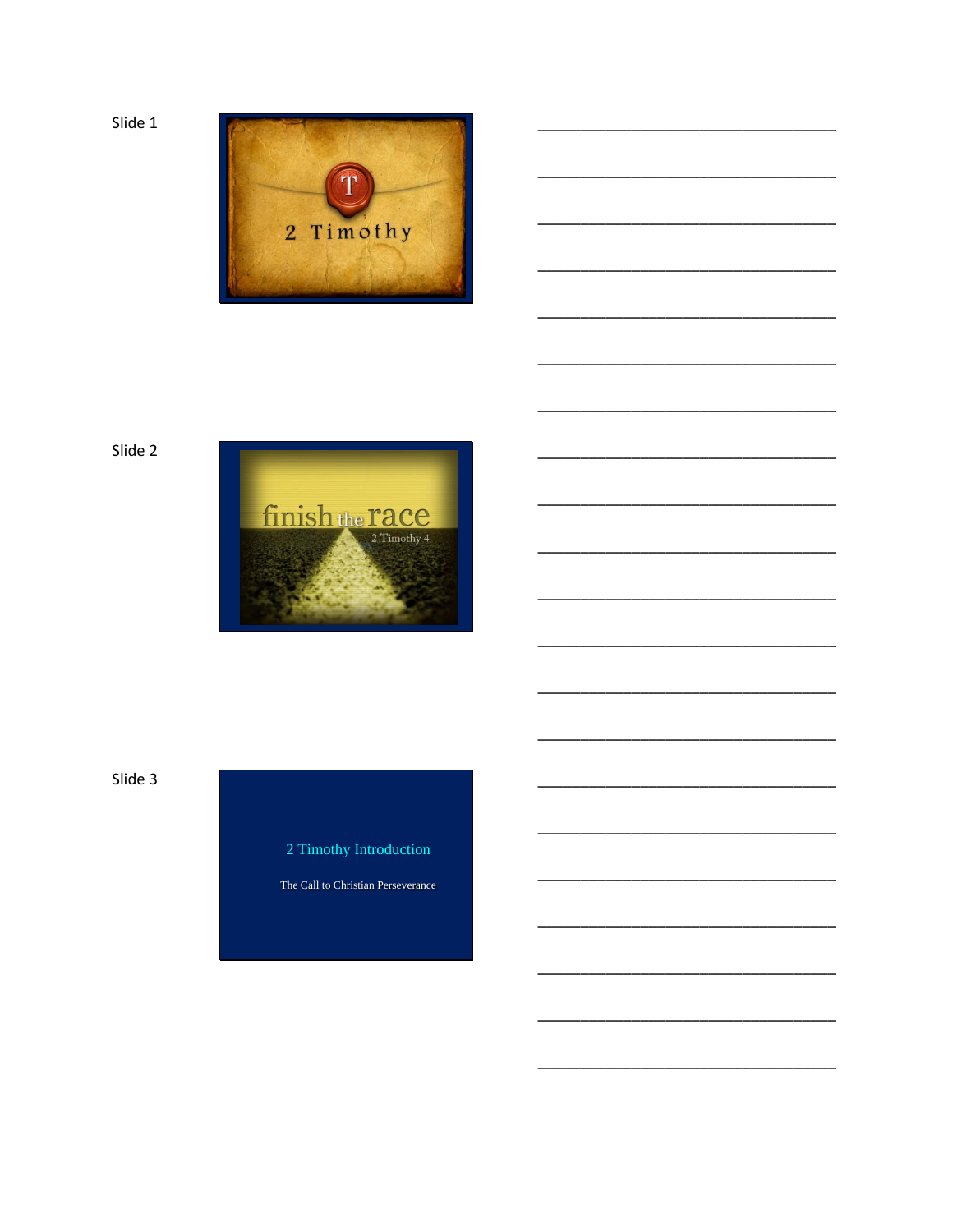Slide 1

2 Timothy

Slide 2

finish the race

2 Timothy 4

Slide 3

2 Timothy Introduction

The Call to Christian Perseverance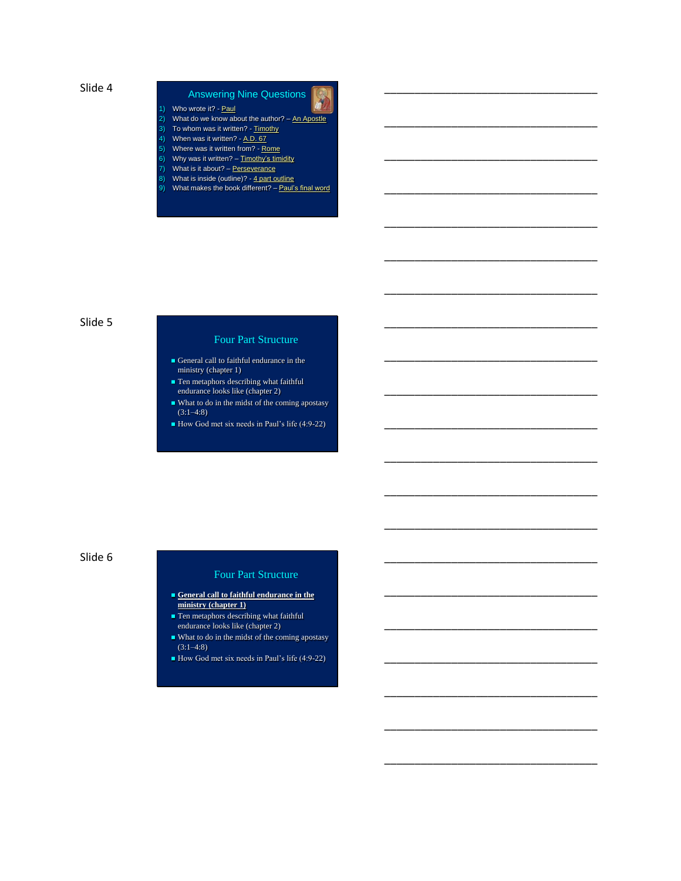Slide 4

## Answering Nine Questions

1) Who wrote it? - Paul
2) What do we know about the author? – An Apostle
3) To whom was it written? - Timothy
4) When was it written? - A.D. 67
5) Where was it written from? - Rome
6) Why was it written? – Timothy's timidity
7) What is it about? – Perseverance
8) What is inside (outline)? - 4 part outline
9) What makes the book different? – Paul's final word

Slide 5

## Four Part Structure

- General call to faithful endurance in the ministry (chapter 1)
- Ten metaphors describing what faithful endurance looks like (chapter 2)
- What to do in the midst of the coming apostasy (3:1–4:8)
- How God met six needs in Paul's life (4:9-22)

Slide 6

## Four Part Structure

- **General call to faithful endurance in the ministry (chapter 1)**
- Ten metaphors describing what faithful endurance looks like (chapter 2)
- What to do in the midst of the coming apostasy (3:1–4:8)
- How God met six needs in Paul's life (4:9-22)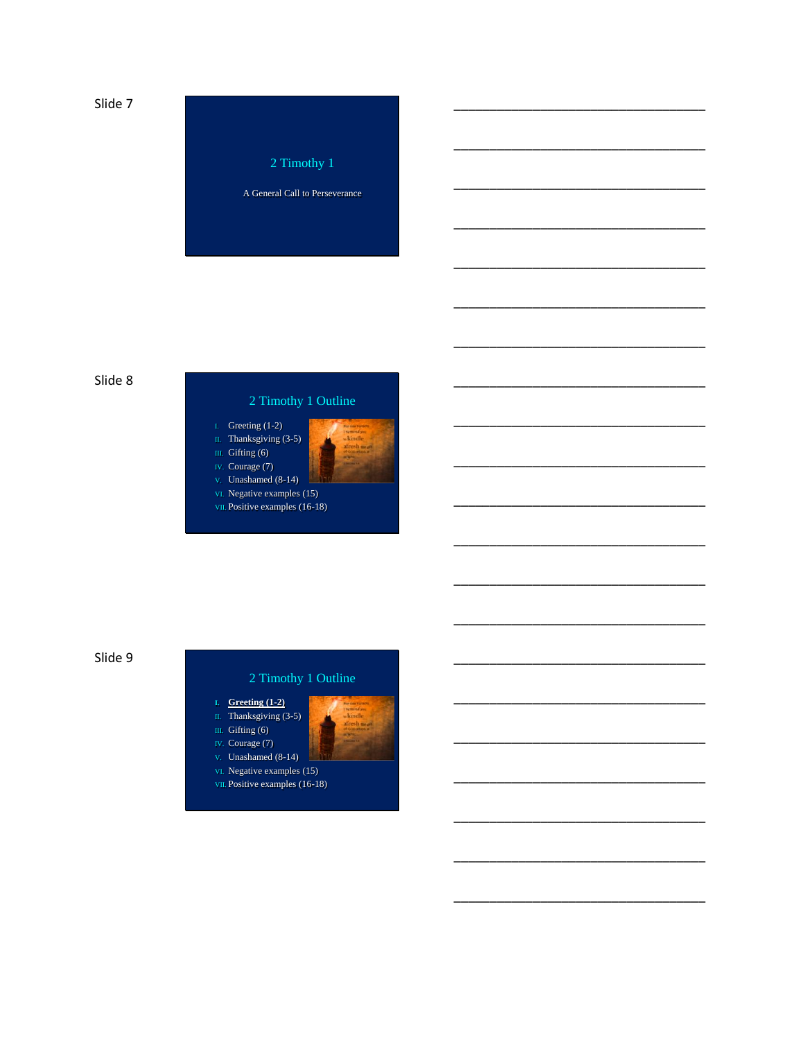Slide 7

## 2 Timothy 1

A General Call to Perseverance

Slide 8

## 2 Timothy 1 Outline

- I. Greeting (1-2)
- II. Thanksgiving (3-5)
- III. Gifting (6)
- IV. Courage (7)
- V. Unashamed (8-14)
- VI. Negative examples (15)
- VII. Positive examples (16-18)

Slide 9

## 2 Timothy 1 Outline

- I. **Greeting (1-2)**
- II. Thanksgiving (3-5)
- III. Gifting (6)
- IV. Courage (7)
- V. Unashamed (8-14)
- VI. Negative examples (15)
- VII. Positive examples (16-18)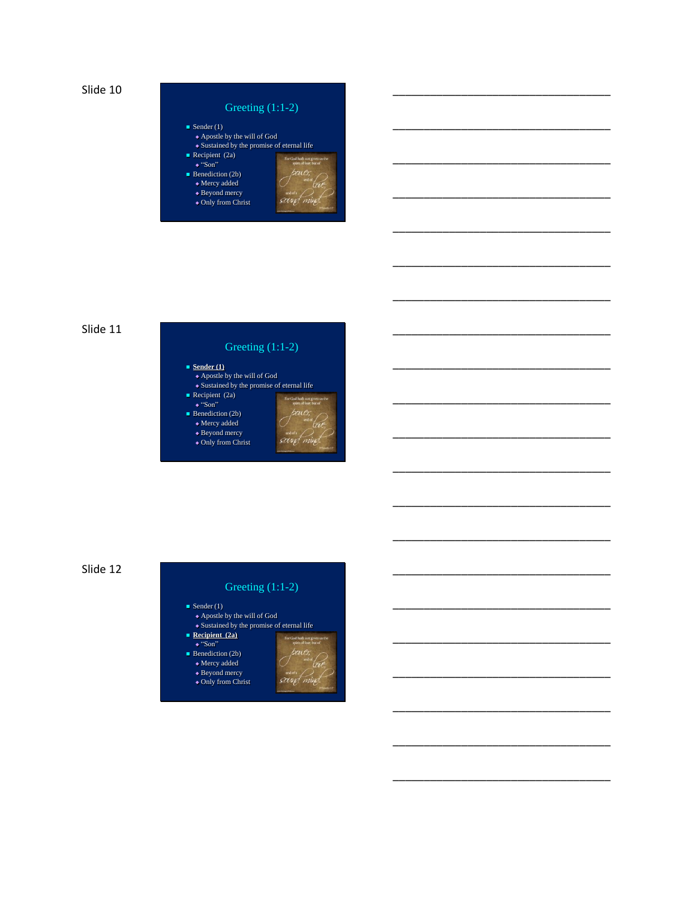Slide 10

## Greeting (1:1-2)

- Sender (1)
  - Apostle by the will of God
  - Sustained by the promise of eternal life
- Recipient (2a)
  - "Son"
- Benediction (2b)
  - Mercy added
  - Beyond mercy
  - Only from Christ

For God hath not given us the spirit of fear; but of power, and of love, and of a sound mind. 2 Timothy 1:7

___________________________________

___________________________________

___________________________________

___________________________________

___________________________________

___________________________________

___________________________________

Slide 11

## Greeting (1:1-2)

- **Sender (1)**
  - Apostle by the will of God
  - Sustained by the promise of eternal life
- Recipient (2a)
  - "Son"
- Benediction (2b)
  - Mercy added
  - Beyond mercy
  - Only from Christ

For God hath not given us the spirit of fear; but of power, and of love, and of a sound mind. 2 Timothy 1:7

___________________________________

___________________________________

___________________________________

___________________________________

___________________________________

___________________________________

___________________________________

Slide 12

## Greeting (1:1-2)

- Sender (1)
  - Apostle by the will of God
  - Sustained by the promise of eternal life
- **Recipient (2a)**
  - "Son"
- Benediction (2b)
  - Mercy added
  - Beyond mercy
  - Only from Christ

For God hath not given us the spirit of fear; but of power, and of love, and of a sound mind. 2 Timothy 1:7

___________________________________

___________________________________

___________________________________

___________________________________

___________________________________

___________________________________

___________________________________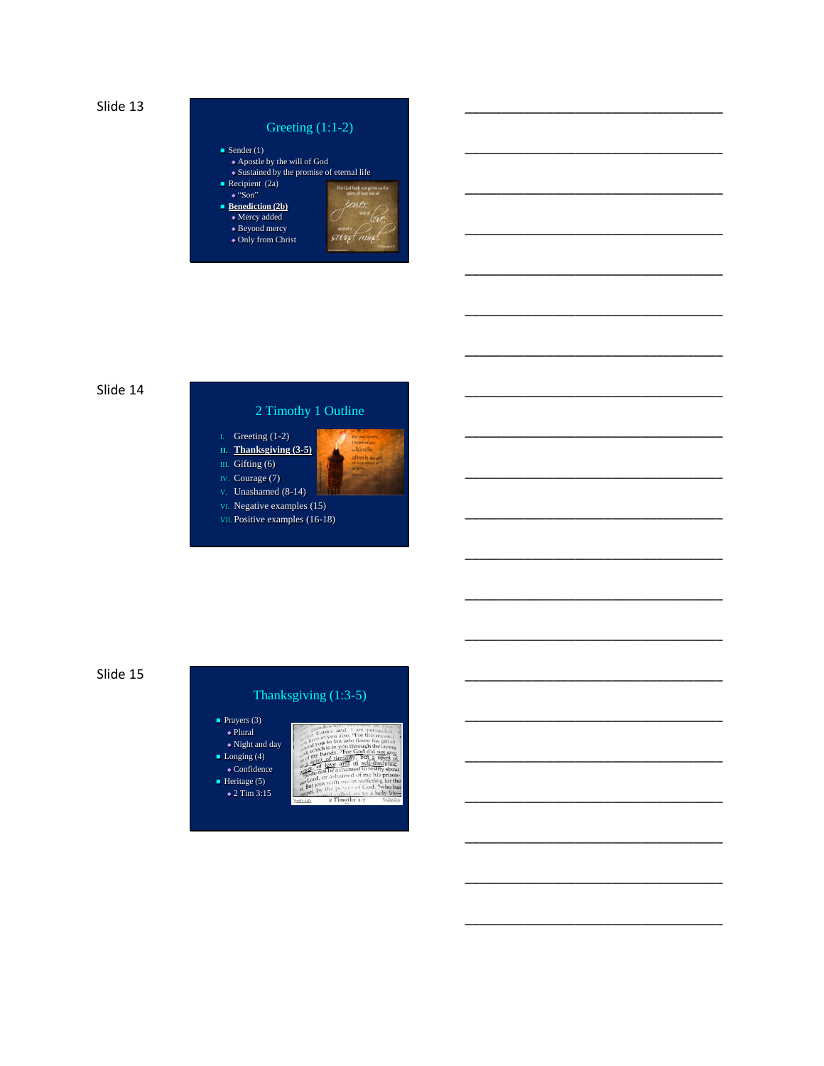Slide 13

## Greeting (1:1-2)

- Sender (1)
  - Apostle by the will of God
  - Sustained by the promise of eternal life
- Recipient (2a)
  - "Son"
- **Benediction (2b)**
  - Mercy added
  - Beyond mercy
  - Only from Christ

Slide 14

## 2 Timothy 1 Outline

I. Greeting (1-2)
II. **Thanksgiving (3-5)**
III. Gifting (6)
IV. Courage (7)
V. Unashamed (8-14)
VI. Negative examples (15)
VII. Positive examples (16-18)

Slide 15

## Thanksgiving (1:3-5)

- Prayers (3)
  - Plural
  - Night and day
- Longing (4)
  - Confidence
- Heritage (5)
  - 2 Tim 3:15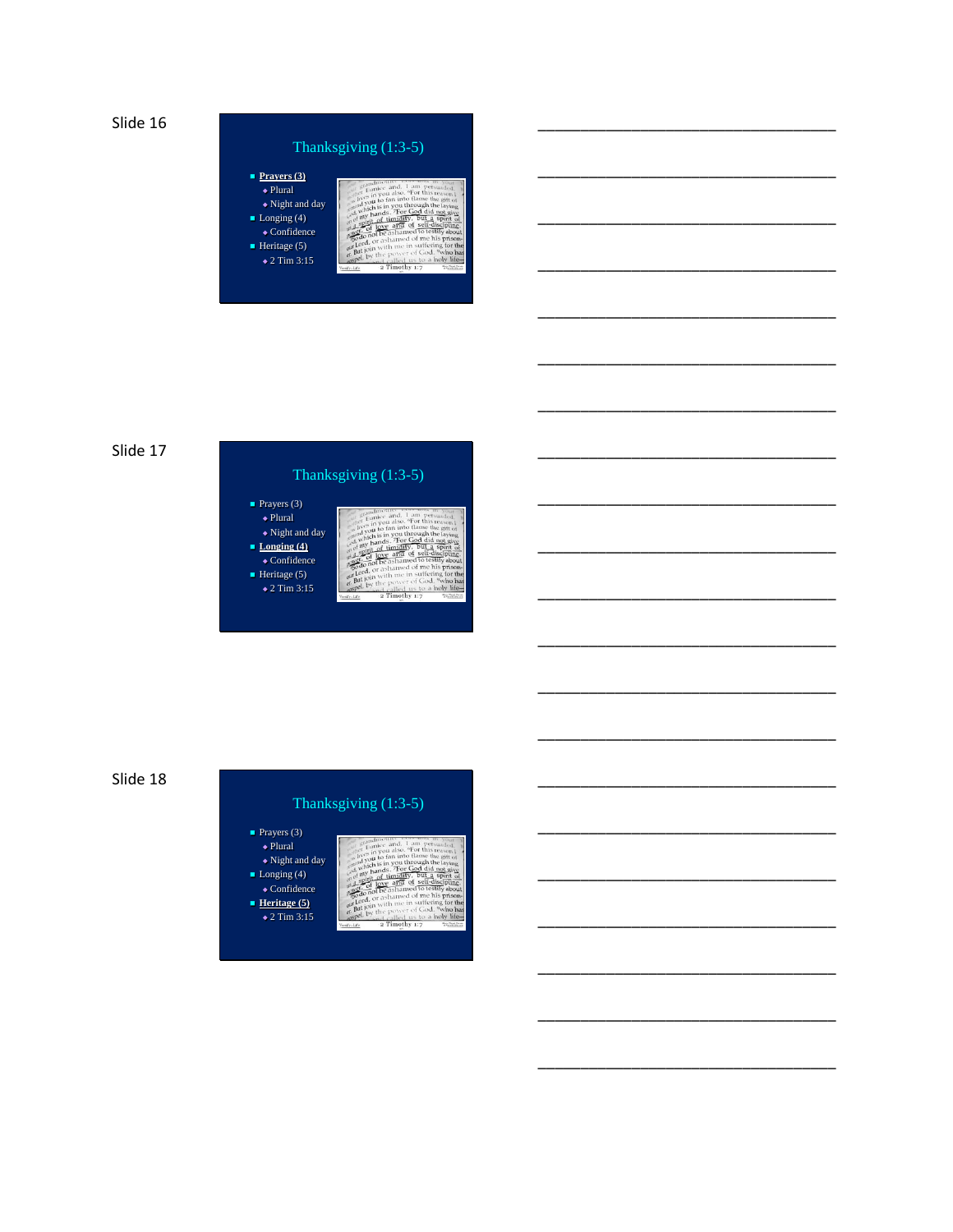Slide 16

## Thanksgiving (1:3-5)

- **Prayers (3)**
  - Plural
  - Night and day
- Longing (4)
  - Confidence
- Heritage (5)
  - 2 Tim 3:15

Slide 17

## Thanksgiving (1:3-5)

- Prayers (3)
  - Plural
  - Night and day
- **Longing (4)**
  - Confidence
- Heritage (5)
  - 2 Tim 3:15

Slide 18

## Thanksgiving (1:3-5)

- Prayers (3)
  - Plural
  - Night and day
- Longing (4)
  - Confidence
- **Heritage (5)**
  - 2 Tim 3:15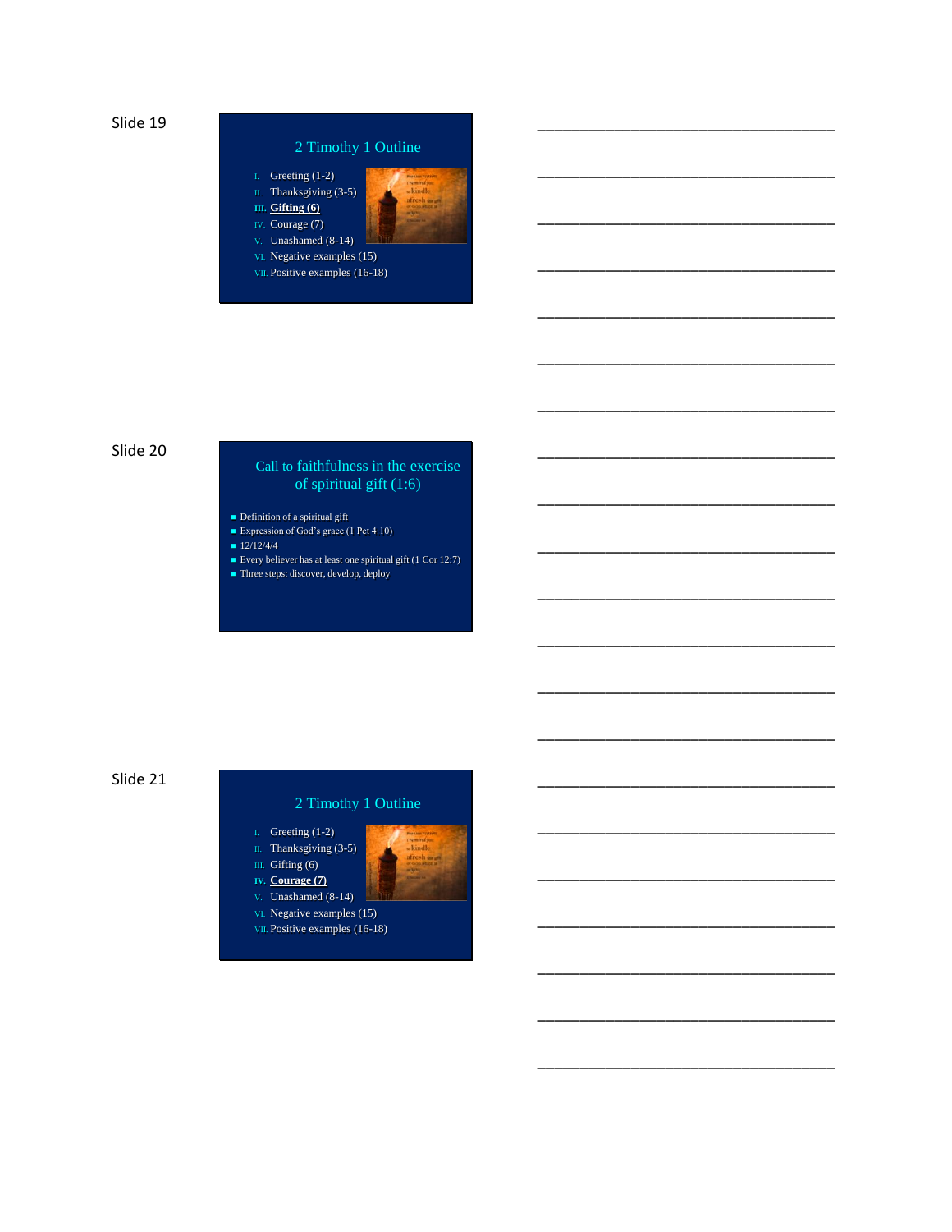Slide 19

## 2 Timothy 1 Outline

I. Greeting (1-2)
II. Thanksgiving (3-5)
III. **Gifting (6)**
IV. Courage (7)
V. Unashamed (8-14)
VI. Negative examples (15)
VII. Positive examples (16-18)

___________________________________

___________________________________

___________________________________

___________________________________

___________________________________

___________________________________

___________________________________

Slide 20

## Call to faithfulness in the exercise of spiritual gift (1:6)

- Definition of a spiritual gift
- Expression of God's grace (1 Pet 4:10)
- 12/12/4/4
- Every believer has at least one spiritual gift (1 Cor 12:7)
- Three steps: discover, develop, deploy

___________________________________

___________________________________

___________________________________

___________________________________

___________________________________

___________________________________

___________________________________

Slide 21

## 2 Timothy 1 Outline

I. Greeting (1-2)
II. Thanksgiving (3-5)
III. Gifting (6)
IV. **Courage (7)**
V. Unashamed (8-14)
VI. Negative examples (15)
VII. Positive examples (16-18)

___________________________________

___________________________________

___________________________________

___________________________________

___________________________________

___________________________________

___________________________________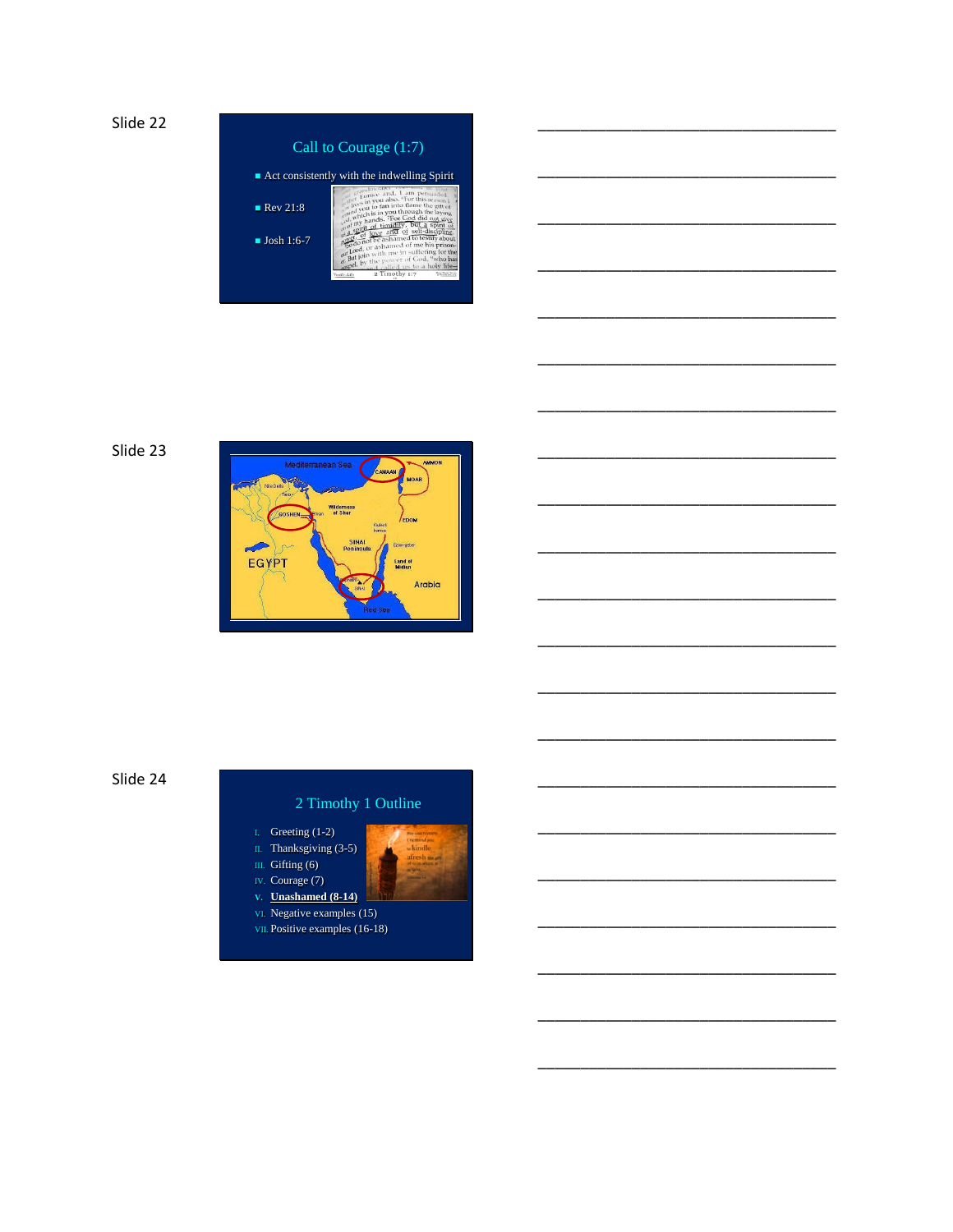Slide 22

## Call to Courage (1:7)

- Act consistently with the indwelling Spirit
- Rev 21:8
- Josh 1:6-7

________________________________

________________________________

________________________________

________________________________

________________________________

________________________________

________________________________

Slide 23

Mediterranean Sea, CANAAN, AMMON, MOAB, Nile Delta, GOSHEN, Wilderness of Shur, EDOM, Kadesh Barnea, SINAI Peninsula, Eziongeber, Land of Midian, EGYPT, Arabia, SINAI, Red Sea

________________________________

________________________________

________________________________

________________________________

________________________________

________________________________

________________________________

Slide 24

## 2 Timothy 1 Outline

I. Greeting (1-2)
II. Thanksgiving (3-5)
III. Gifting (6)
IV. Courage (7)
V. **Unashamed (8-14)**
VI. Negative examples (15)
VII. Positive examples (16-18)

________________________________

________________________________

________________________________

________________________________

________________________________

________________________________

________________________________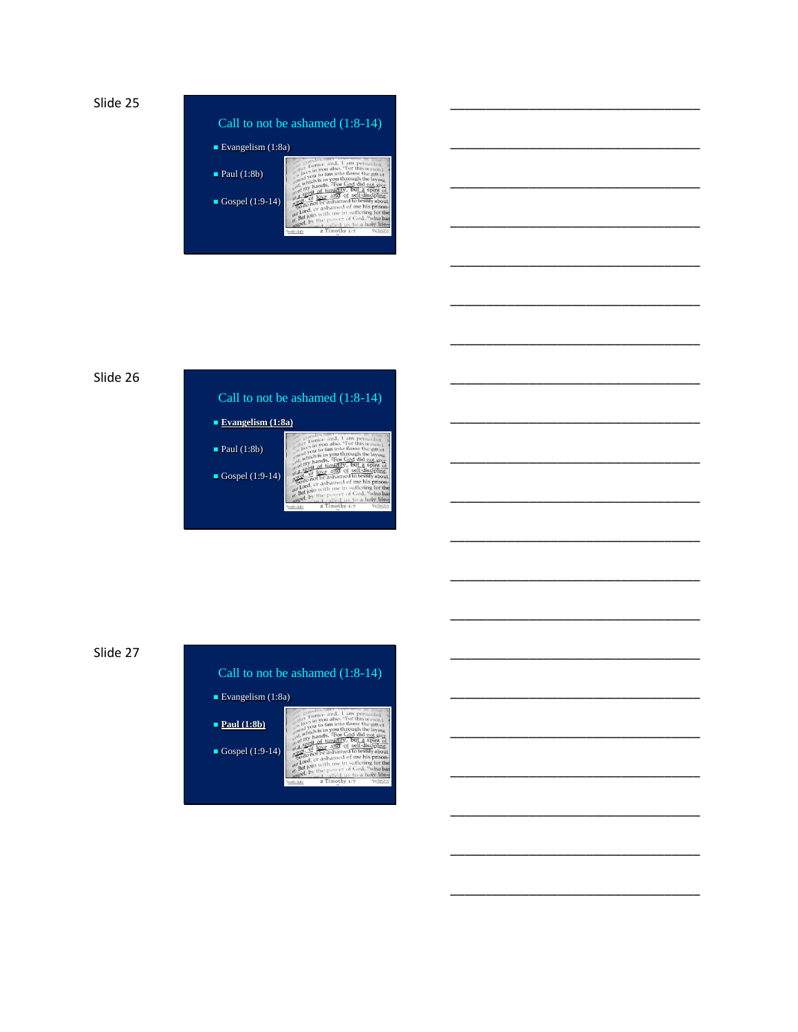Slide 25

## Call to not be ashamed (1:8-14)

- Evangelism (1:8a)
- Paul (1:8b)
- Gospel (1:9-14)

___________________________________

___________________________________

___________________________________

___________________________________

___________________________________

___________________________________

___________________________________

Slide 26

## Call to not be ashamed (1:8-14)

- **Evangelism (1:8a)**
- Paul (1:8b)
- Gospel (1:9-14)

___________________________________

___________________________________

___________________________________

___________________________________

___________________________________

___________________________________

___________________________________

Slide 27

## Call to not be ashamed (1:8-14)

- Evangelism (1:8a)
- **Paul (1:8b)**
- Gospel (1:9-14)

___________________________________

___________________________________

___________________________________

___________________________________

___________________________________

___________________________________

___________________________________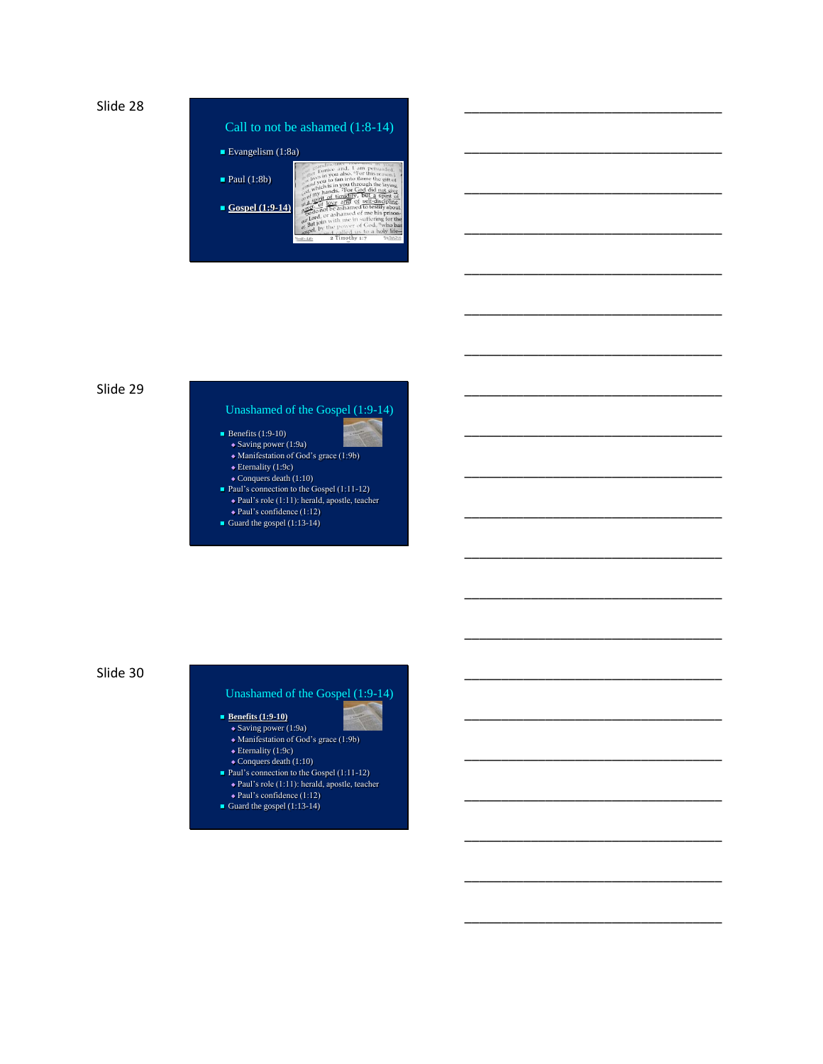Slide 28

## Call to not be ashamed (1:8-14)

- Evangelism (1:8a)
- Paul (1:8b)
- **Gospel (1:9-14)**

Slide 29

## Unashamed of the Gospel (1:9-14)

- Benefits (1:9-10)
  - Saving power (1:9a)
  - Manifestation of God's grace (1:9b)
  - Eternality (1:9c)
  - Conquers death (1:10)
- Paul's connection to the Gospel (1:11-12)
  - Paul's role (1:11): herald, apostle, teacher
  - Paul's confidence (1:12)
- Guard the gospel (1:13-14)

Slide 30

## Unashamed of the Gospel (1:9-14)

- **Benefits (1:9-10)**
  - Saving power (1:9a)
  - Manifestation of God's grace (1:9b)
  - Eternality (1:9c)
  - Conquers death (1:10)
- Paul's connection to the Gospel (1:11-12)
  - Paul's role (1:11): herald, apostle, teacher
  - Paul's confidence (1:12)
- Guard the gospel (1:13-14)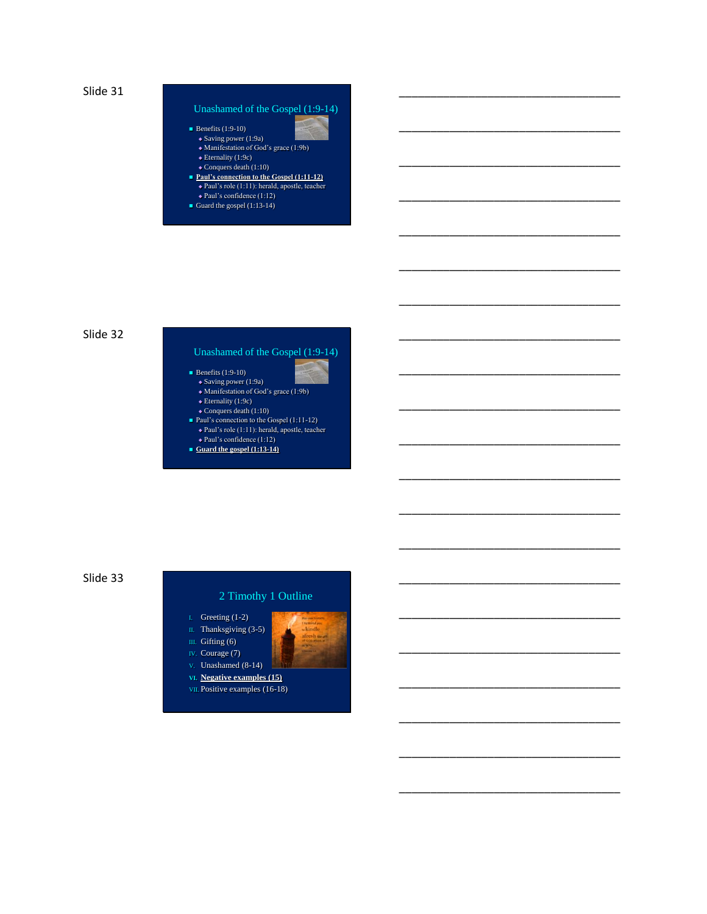Slide 31

## Unashamed of the Gospel (1:9-14)

- Benefits (1:9-10)
  - Saving power (1:9a)
  - Manifestation of God's grace (1:9b)
  - Eternality (1:9c)
  - Conquers death (1:10)
- **Paul's connection to the Gospel (1:11-12)**
  - Paul's role (1:11): herald, apostle, teacher
  - Paul's confidence (1:12)
- Guard the gospel (1:13-14)

Slide 32

## Unashamed of the Gospel (1:9-14)

- Benefits (1:9-10)
  - Saving power (1:9a)
  - Manifestation of God's grace (1:9b)
  - Eternality (1:9c)
  - Conquers death (1:10)
- Paul's connection to the Gospel (1:11-12)
  - Paul's role (1:11): herald, apostle, teacher
  - Paul's confidence (1:12)
- **Guard the gospel (1:13-14)**

Slide 33

## 2 Timothy 1 Outline

I. Greeting (1-2)
II. Thanksgiving (3-5)
III. Gifting (6)
IV. Courage (7)
V. Unashamed (8-14)
VI. **Negative examples (15)**
VII. Positive examples (16-18)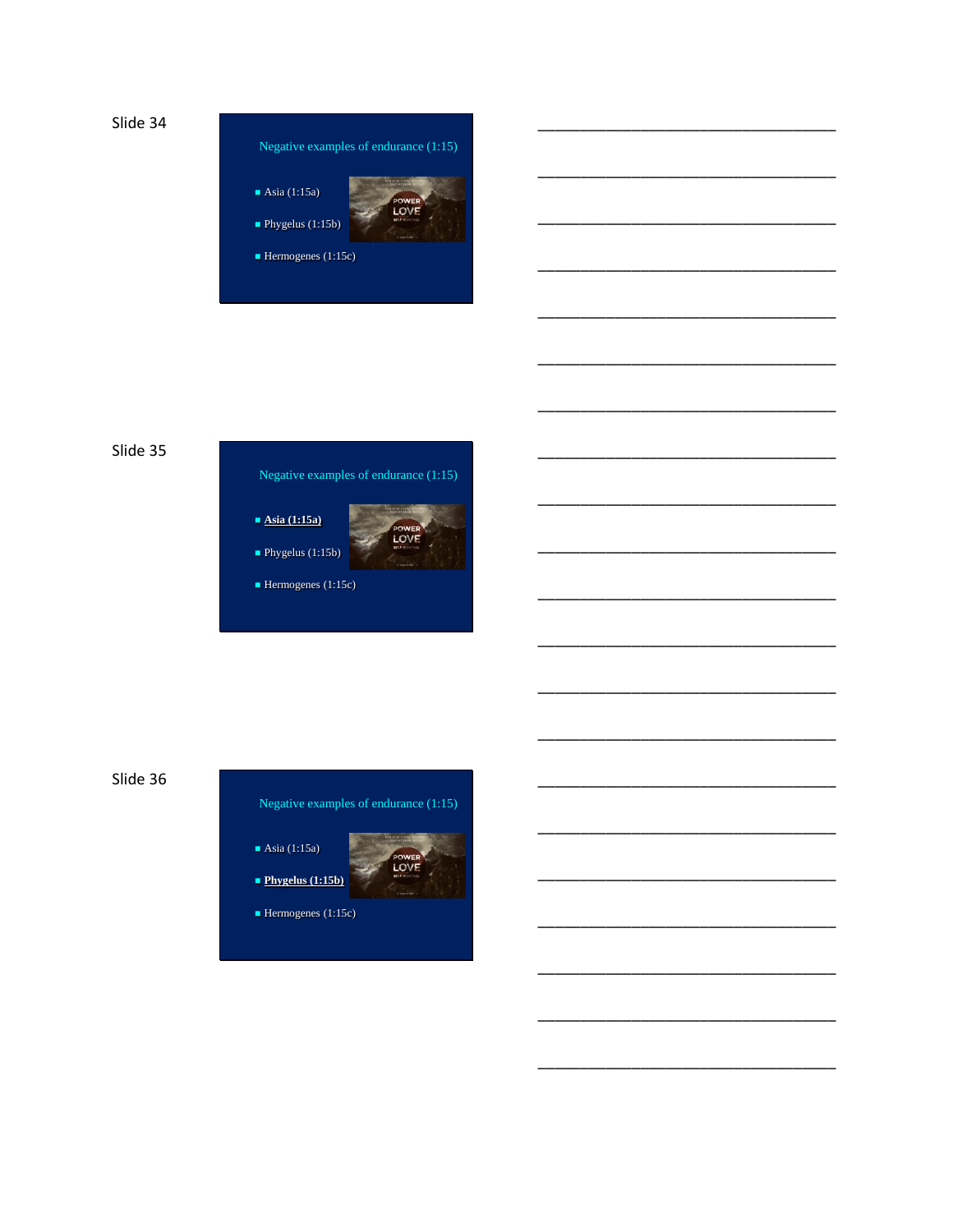Slide 34

Negative examples of endurance (1:15)

- Asia (1:15a)
- Phygelus (1:15b)
- Hermogenes (1:15c)

___________________________________

___________________________________

___________________________________

___________________________________

___________________________________

___________________________________

___________________________________

Slide 35

Negative examples of endurance (1:15)

- **Asia (1:15a)**
- Phygelus (1:15b)
- Hermogenes (1:15c)

___________________________________

___________________________________

___________________________________

___________________________________

___________________________________

___________________________________

___________________________________

Slide 36

Negative examples of endurance (1:15)

- Asia (1:15a)
- **Phygelus (1:15b)**
- Hermogenes (1:15c)

___________________________________

___________________________________

___________________________________

___________________________________

___________________________________

___________________________________

___________________________________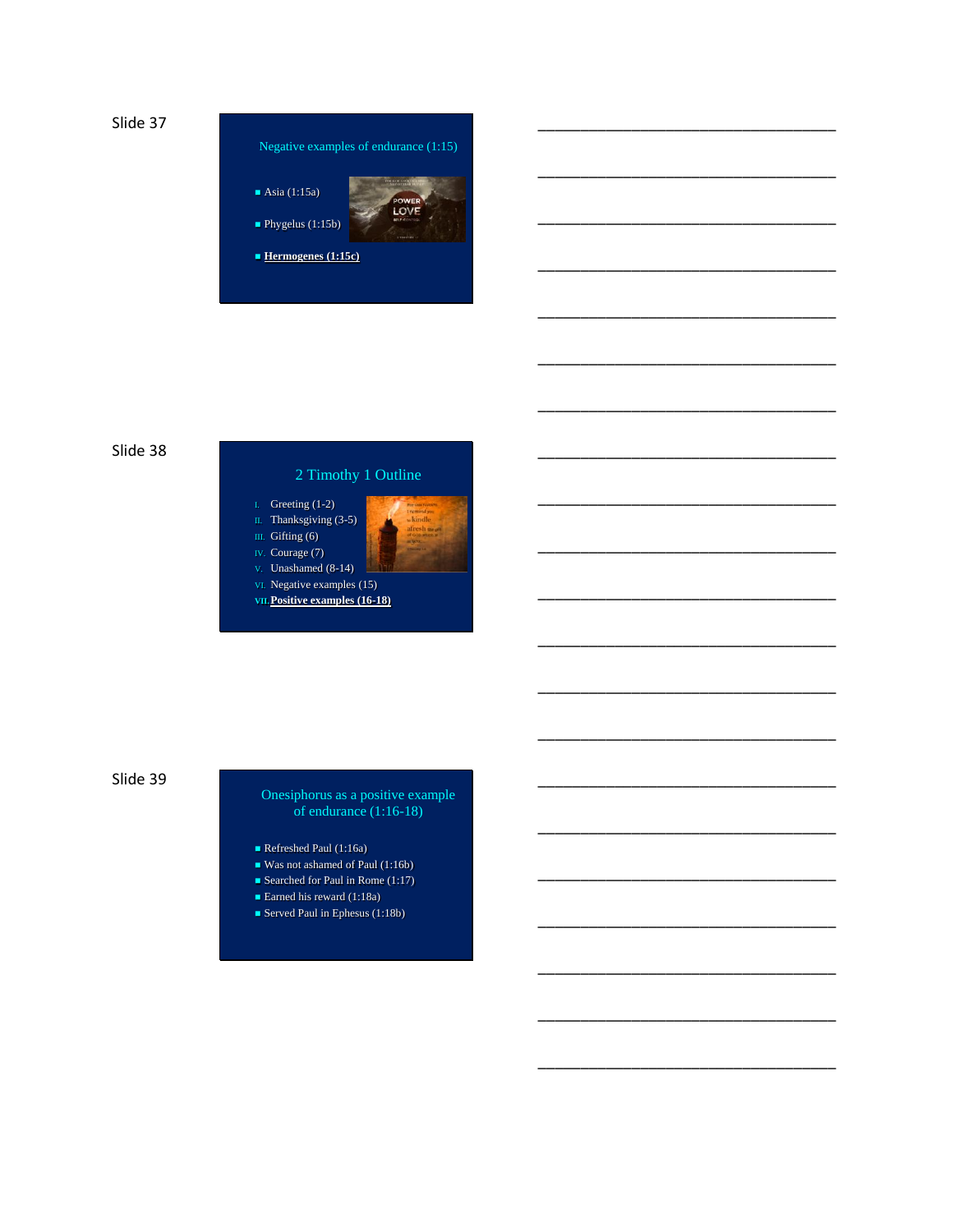Slide 37

## Negative examples of endurance (1:15)

- Asia (1:15a)
- Phygelus (1:15b)
- **Hermogenes (1:15c)**

Slide 38

## 2 Timothy 1 Outline

I. Greeting (1-2)
II. Thanksgiving (3-5)
III. Gifting (6)
IV. Courage (7)
V. Unashamed (8-14)
VI. Negative examples (15)
VII. **Positive examples (16-18)**

Slide 39

## Onesiphorus as a positive example of endurance (1:16-18)

- Refreshed Paul (1:16a)
- Was not ashamed of Paul (1:16b)
- Searched for Paul in Rome (1:17)
- Earned his reward (1:18a)
- Served Paul in Ephesus (1:18b)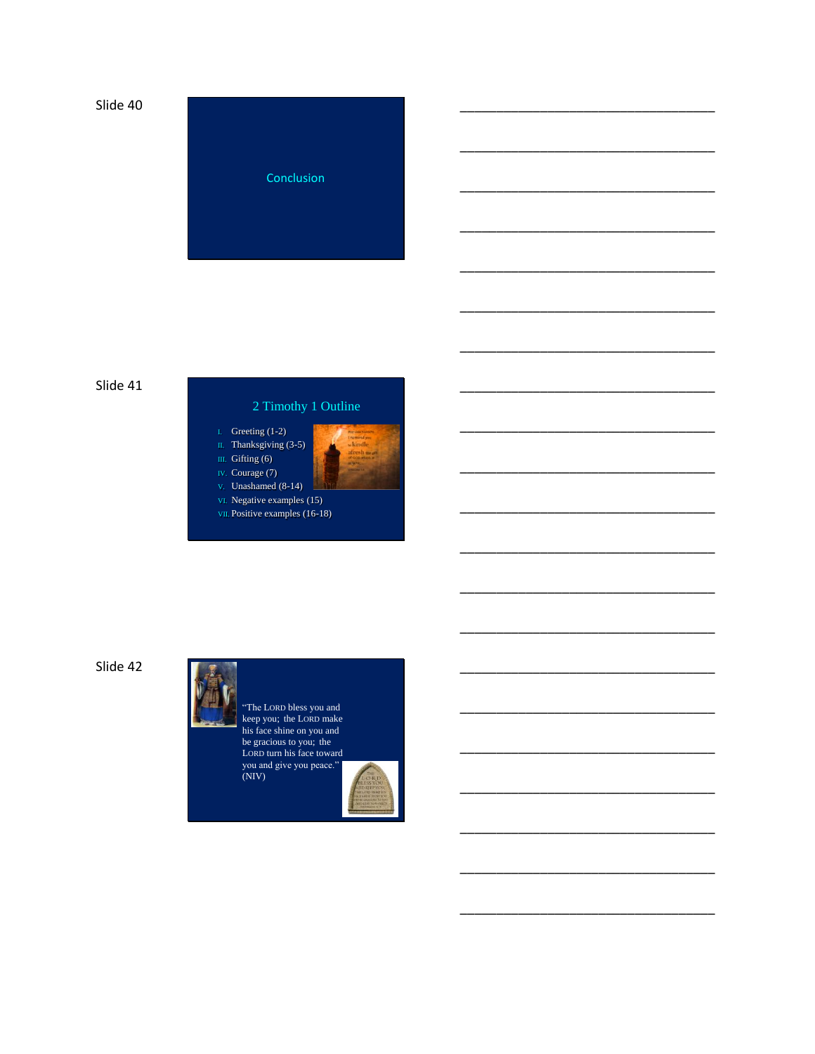Slide 40

Conclusion

Slide 41

## 2 Timothy 1 Outline

- I. Greeting (1-2)
- II. Thanksgiving (3-5)
- III. Gifting (6)
- IV. Courage (7)
- V. Unashamed (8-14)
- VI. Negative examples (15)
- VII. Positive examples (16-18)

Slide 42

"The LORD bless you and keep you; the LORD make his face shine on you and be gracious to you; the LORD turn his face toward you and give you peace." (NIV)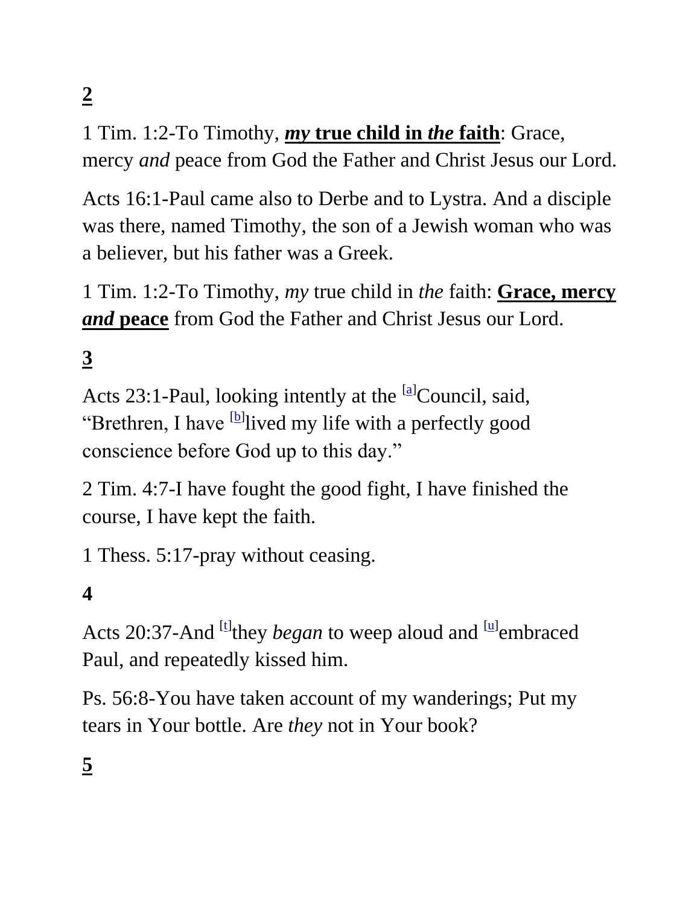**2**

1 Tim. 1:2-To Timothy, ***my* true child in *the* faith**: Grace, mercy *and* peace from God the Father and Christ Jesus our Lord.

Acts 16:1-Paul came also to Derbe and to Lystra. And a disciple was there, named Timothy, the son of a Jewish woman who was a believer, but his father was a Greek.

1 Tim. 1:2-To Timothy, *my* true child in *the* faith: **Grace, mercy *and* peace** from God the Father and Christ Jesus our Lord.

**3**

Acts 23:1-Paul, looking intently at the [a]Council, said, "Brethren, I have [b]lived my life with a perfectly good conscience before God up to this day."

2 Tim. 4:7-I have fought the good fight, I have finished the course, I have kept the faith.

1 Thess. 5:17-pray without ceasing.

**4**

Acts 20:37-And [t]they *began* to weep aloud and [u]embraced Paul, and repeatedly kissed him.

Ps. 56:8-You have taken account of my wanderings; Put my tears in Your bottle. Are *they* not in Your book?

**5**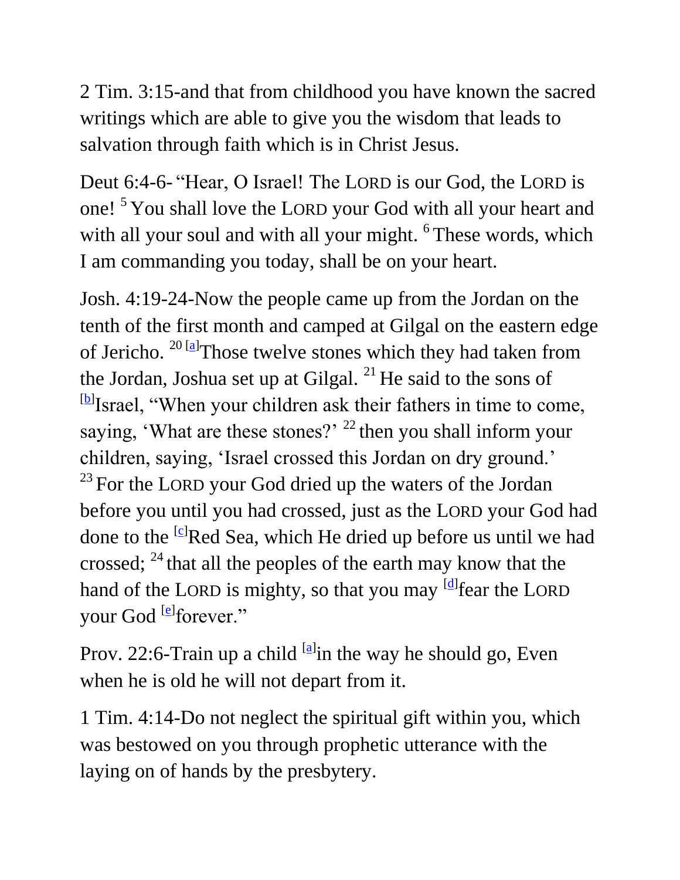2 Tim. 3:15-and that from childhood you have known the sacred writings which are able to give you the wisdom that leads to salvation through faith which is in Christ Jesus.

Deut 6:4-6- "Hear, O Israel! The LORD is our God, the LORD is one! [5] You shall love the LORD your God with all your heart and with all your soul and with all your might. [6] These words, which I am commanding you today, shall be on your heart.

Josh. 4:19-24-Now the people came up from the Jordan on the tenth of the first month and camped at Gilgal on the eastern edge of Jericho. [20] [a]Those twelve stones which they had taken from the Jordan, Joshua set up at Gilgal. [21] He said to the sons of [b]Israel, "When your children ask their fathers in time to come, saying, 'What are these stones?' [22] then you shall inform your children, saying, 'Israel crossed this Jordan on dry ground.' [23] For the LORD your God dried up the waters of the Jordan before you until you had crossed, just as the LORD your God had done to the [c]Red Sea, which He dried up before us until we had crossed; [24] that all the peoples of the earth may know that the hand of the LORD is mighty, so that you may [d]fear the LORD your God [e]forever."

Prov. 22:6-Train up a child [a]in the way he should go, Even when he is old he will not depart from it.

1 Tim. 4:14-Do not neglect the spiritual gift within you, which was bestowed on you through prophetic utterance with the laying on of hands by the presbytery.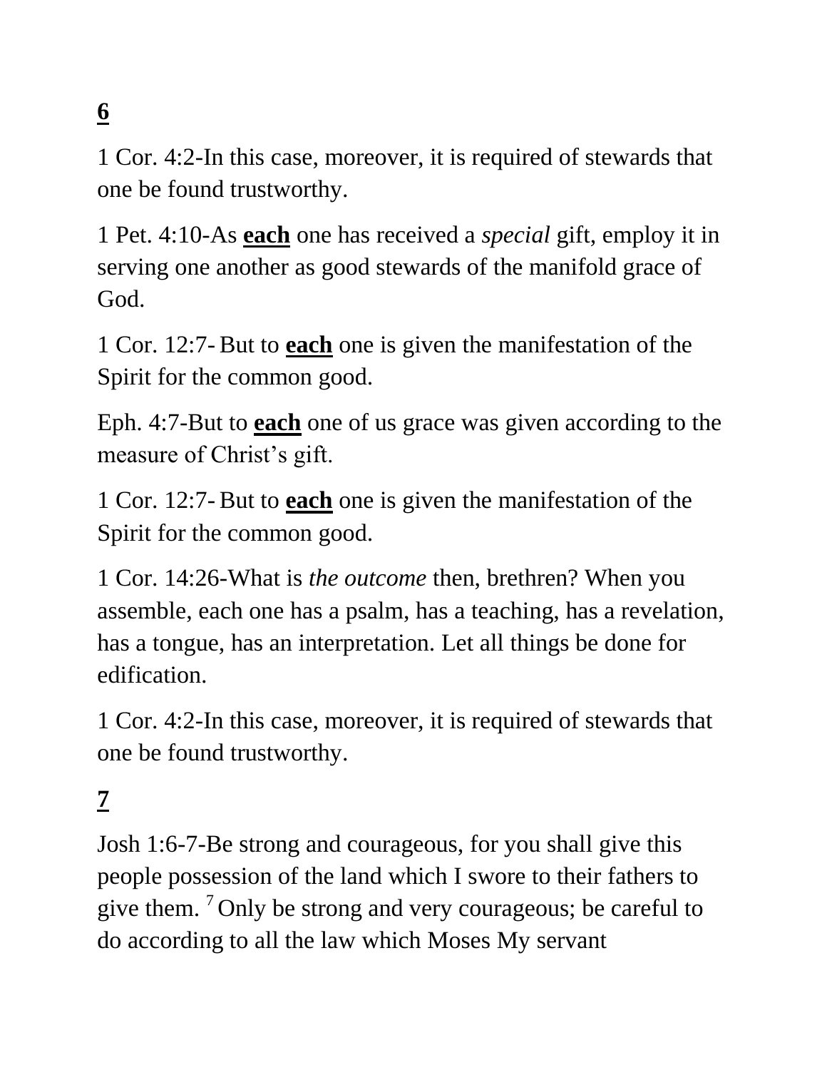**<u>6</u>**

1 Cor. 4:2-In this case, moreover, it is required of stewards that one be found trustworthy.

1 Pet. 4:10-As **<u>each</u>** one has received a *special* gift, employ it in serving one another as good stewards of the manifold grace of God.

1 Cor. 12:7- But to **<u>each</u>** one is given the manifestation of the Spirit for the common good.

Eph. 4:7-But to **<u>each</u>** one of us grace was given according to the measure of Christ's gift.

1 Cor. 12:7- But to **<u>each</u>** one is given the manifestation of the Spirit for the common good.

1 Cor. 14:26-What is *the outcome* then, brethren? When you assemble, each one has a psalm, has a teaching, has a revelation, has a tongue, has an interpretation. Let all things be done for edification.

1 Cor. 4:2-In this case, moreover, it is required of stewards that one be found trustworthy.

**<u>7</u>**

Josh 1:6-7-Be strong and courageous, for you shall give this people possession of the land which I swore to their fathers to give them. [7] Only be strong and very courageous; be careful to do according to all the law which Moses My servant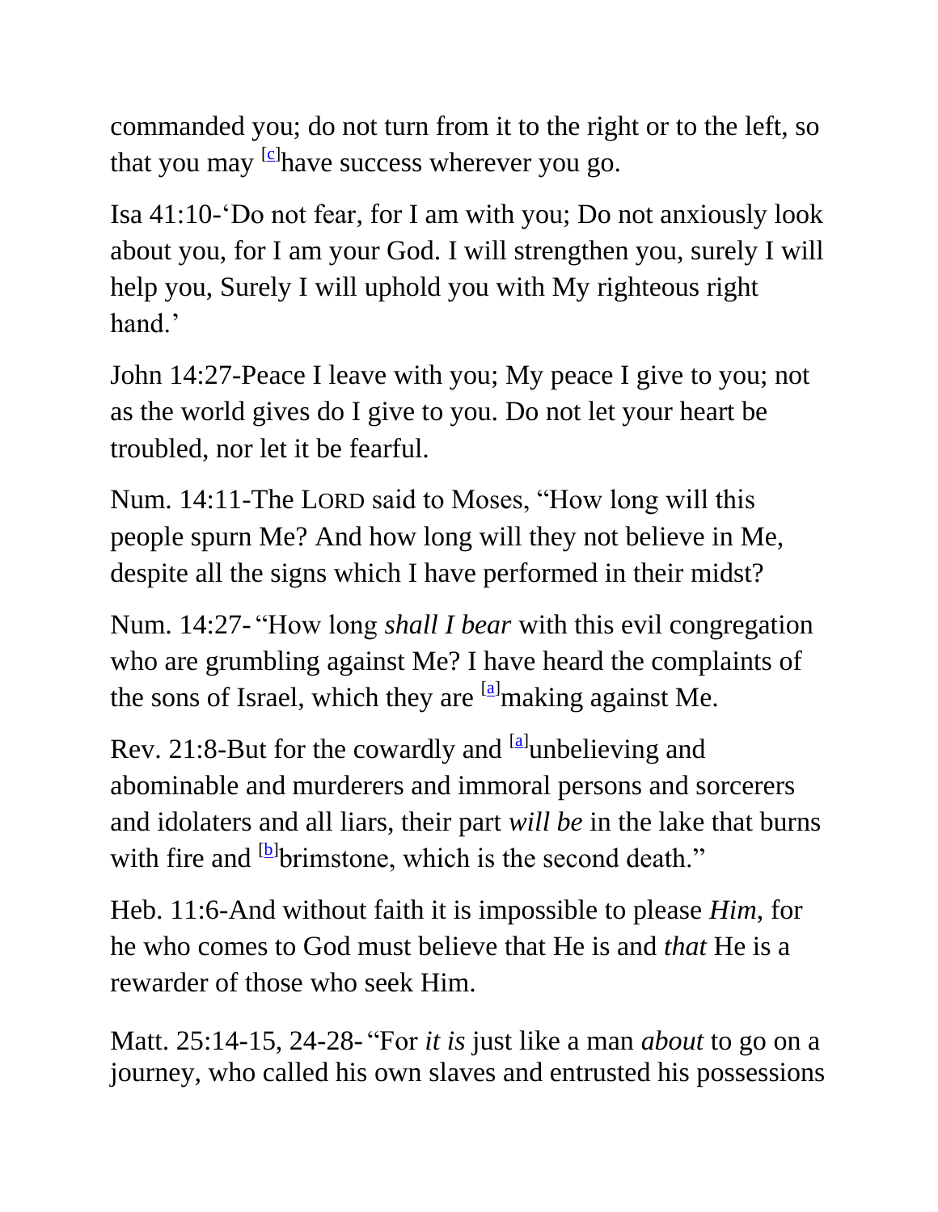commanded you; do not turn from it to the right or to the left, so that you may [c]have success wherever you go.

Isa 41:10-‘Do not fear, for I am with you; Do not anxiously look about you, for I am your God. I will strengthen you, surely I will help you, Surely I will uphold you with My righteous right hand.’

John 14:27-Peace I leave with you; My peace I give to you; not as the world gives do I give to you. Do not let your heart be troubled, nor let it be fearful.

Num. 14:11-The LORD said to Moses, “How long will this people spurn Me? And how long will they not believe in Me, despite all the signs which I have performed in their midst?

Num. 14:27- “How long *shall I bear* with this evil congregation who are grumbling against Me? I have heard the complaints of the sons of Israel, which they are [a]making against Me.

Rev. 21:8-But for the cowardly and [a]unbelieving and abominable and murderers and immoral persons and sorcerers and idolaters and all liars, their part *will be* in the lake that burns with fire and [b]brimstone, which is the second death.”

Heb. 11:6-And without faith it is impossible to please *Him*, for he who comes to God must believe that He is and *that* He is a rewarder of those who seek Him.

Matt. 25:14-15, 24-28- “For *it is* just like a man *about* to go on a journey, who called his own slaves and entrusted his possessions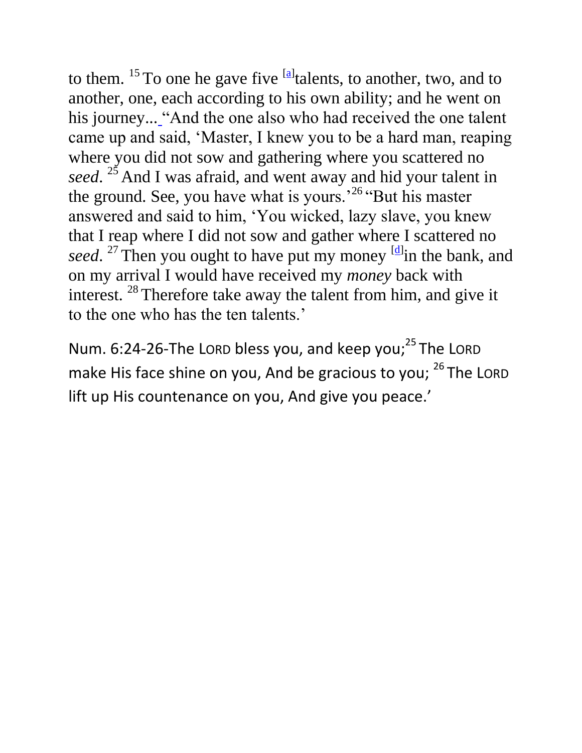to them. [15] To one he gave five [a]talents, to another, two, and to another, one, each according to his own ability; and he went on his journey... "And the one also who had received the one talent came up and said, 'Master, I knew you to be a hard man, reaping where you did not sow and gathering where you scattered no *seed*. [25] And I was afraid, and went away and hid your talent in the ground. See, you have what is yours.' [26] "But his master answered and said to him, 'You wicked, lazy slave, you knew that I reap where I did not sow and gather where I scattered no *seed*. [27] Then you ought to have put my money [d]in the bank, and on my arrival I would have received my *money* back with interest. [28] Therefore take away the talent from him, and give it to the one who has the ten talents.'

Num. 6:24-26-The LORD bless you, and keep you; [25] The LORD make His face shine on you, And be gracious to you; [26] The LORD lift up His countenance on you, And give you peace.'